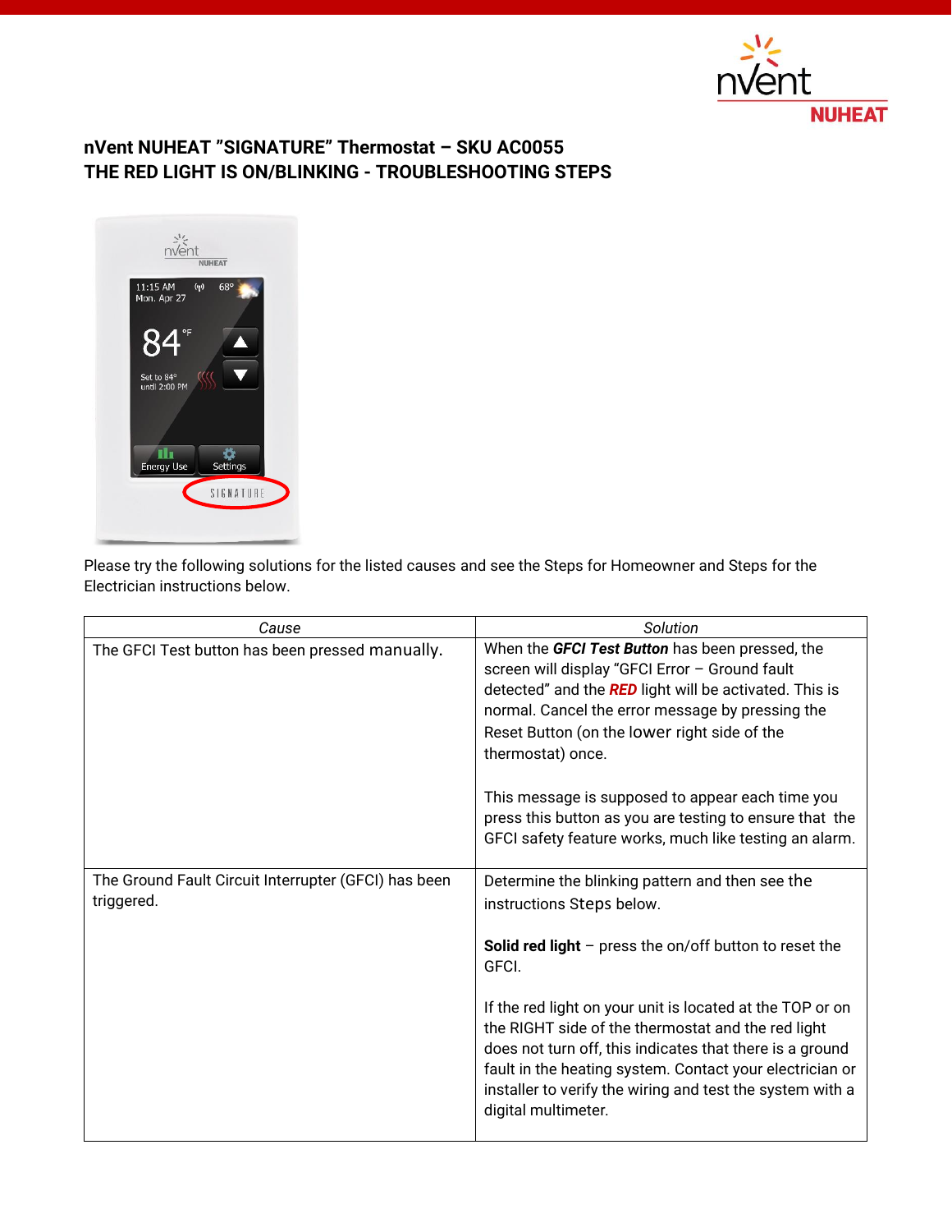# nVent NUHEAT "SIGNATURE" Thermostat – SKU AC0055
## THE RED LIGHT IS ON/BLINKING - TROUBLESHOOTING STEPS

Please try the following solutions for the listed causes and see the Steps for Homeowner and Steps for the Electrician instructions below.

| *Cause* | *Solution* |
|---|---|
| The GFCI Test button has been pressed manually. | When the ***GFCI Test Button*** has been pressed, the screen will display "GFCI Error – Ground fault detected" and the ***RED*** light will be activated. This is normal. Cancel the error message by pressing the Reset Button (on the lower right side of the thermostat) once.<br><br>This message is supposed to appear each time you press this button as you are testing to ensure that the GFCI safety feature works, much like testing an alarm. |
| The Ground Fault Circuit Interrupter (GFCI) has been triggered. | Determine the blinking pattern and then see the instructions Steps below.<br><br>**Solid red light** – press the on/off button to reset the GFCI.<br><br>If the red light on your unit is located at the TOP or on the RIGHT side of the thermostat and the red light does not turn off, this indicates that there is a ground fault in the heating system. Contact your electrician or installer to verify the wiring and test the system with a digital multimeter. |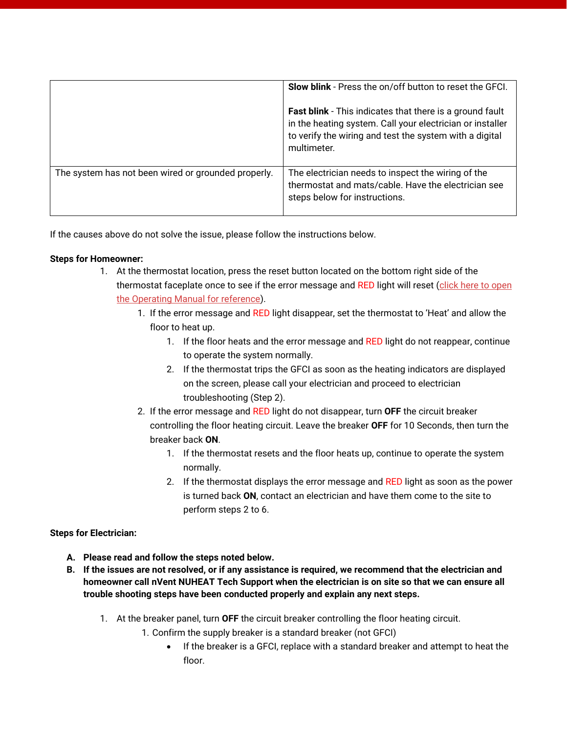| | |
|---|---|
| | **Slow blink** - Press the on/off button to reset the GFCI.<br><br>**Fast blink** - This indicates that there is a ground fault in the heating system. Call your electrician or installer to verify the wiring and test the system with a digital multimeter. |
| The system has not been wired or grounded properly. | The electrician needs to inspect the wiring of the thermostat and mats/cable. Have the electrician see steps below for instructions. |

If the causes above do not solve the issue, please follow the instructions below.

**Steps for Homeowner:**

1. At the thermostat location, press the reset button located on the bottom right side of the thermostat faceplate once to see if the error message and RED light will reset (click here to open the Operating Manual for reference).
   1. If the error message and RED light disappear, set the thermostat to 'Heat' and allow the floor to heat up.
      1. If the floor heats and the error message and RED light do not reappear, continue to operate the system normally.
      2. If the thermostat trips the GFCI as soon as the heating indicators are displayed on the screen, please call your electrician and proceed to electrician troubleshooting (Step 2).
   2. If the error message and RED light do not disappear, turn **OFF** the circuit breaker controlling the floor heating circuit. Leave the breaker **OFF** for 10 Seconds, then turn the breaker back **ON**.
      1. If the thermostat resets and the floor heats up, continue to operate the system normally.
      2. If the thermostat displays the error message and RED light as soon as the power is turned back **ON**, contact an electrician and have them come to the site to perform steps 2 to 6.

**Steps for Electrician:**

A. **Please read and follow the steps noted below.**

B. **If the issues are not resolved, or if any assistance is required, we recommend that the electrician and homeowner call nVent NUHEAT Tech Support when the electrician is on site so that we can ensure all trouble shooting steps have been conducted properly and explain any next steps.**

1. At the breaker panel, turn **OFF** the circuit breaker controlling the floor heating circuit.
   1. Confirm the supply breaker is a standard breaker (not GFCI)
      - If the breaker is a GFCI, replace with a standard breaker and attempt to heat the floor.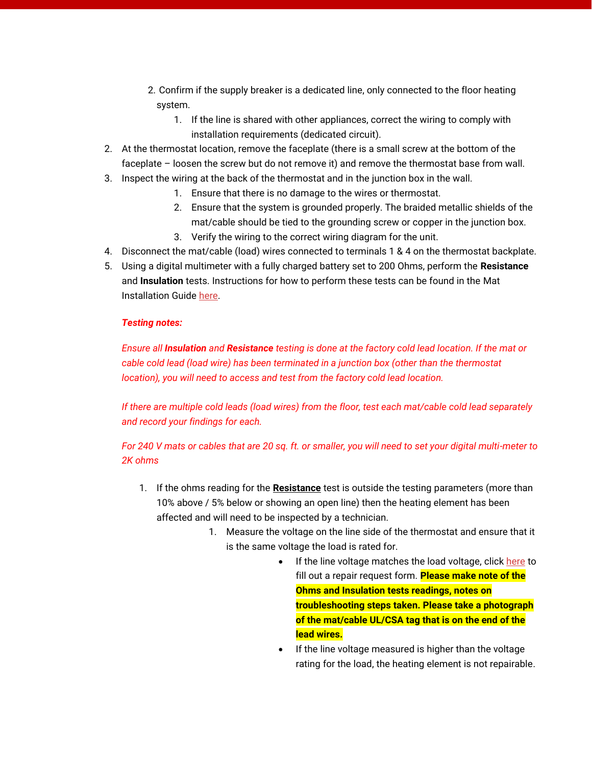2. Confirm if the supply breaker is a dedicated line, only connected to the floor heating system.
    1. If the line is shared with other appliances, correct the wiring to comply with installation requirements (dedicated circuit).

2. At the thermostat location, remove the faceplate (there is a small screw at the bottom of the faceplate – loosen the screw but do not remove it) and remove the thermostat base from wall.
3. Inspect the wiring at the back of the thermostat and in the junction box in the wall.
    1. Ensure that there is no damage to the wires or thermostat.
    2. Ensure that the system is grounded properly. The braided metallic shields of the mat/cable should be tied to the grounding screw or copper in the junction box.
    3. Verify the wiring to the correct wiring diagram for the unit.
4. Disconnect the mat/cable (load) wires connected to terminals 1 & 4 on the thermostat backplate.
5. Using a digital multimeter with a fully charged battery set to 200 Ohms, perform the **Resistance** and **Insulation** tests. Instructions for how to perform these tests can be found in the Mat Installation Guide here.

    ***Testing notes:***

    *Ensure all **Insulation** and **Resistance** testing is done at the factory cold lead location. If the mat or cable cold lead (load wire) has been terminated in a junction box (other than the thermostat location), you will need to access and test from the factory cold lead location.*

    *If there are multiple cold leads (load wires) from the floor, test each mat/cable cold lead separately and record your findings for each.*

    *For 240 V mats or cables that are 20 sq. ft. or smaller, you will need to set your digital multi-meter to 2K ohms*

    1. If the ohms reading for the **Resistance** test is outside the testing parameters (more than 10% above / 5% below or showing an open line) then the heating element has been affected and will need to be inspected by a technician.
        1. Measure the voltage on the line side of the thermostat and ensure that it is the same voltage the load is rated for.
            - If the line voltage matches the load voltage, click here to fill out a repair request form. **Please make note of the Ohms and Insulation tests readings, notes on troubleshooting steps taken. Please take a photograph of the mat/cable UL/CSA tag that is on the end of the lead wires.**
            - If the line voltage measured is higher than the voltage rating for the load, the heating element is not repairable.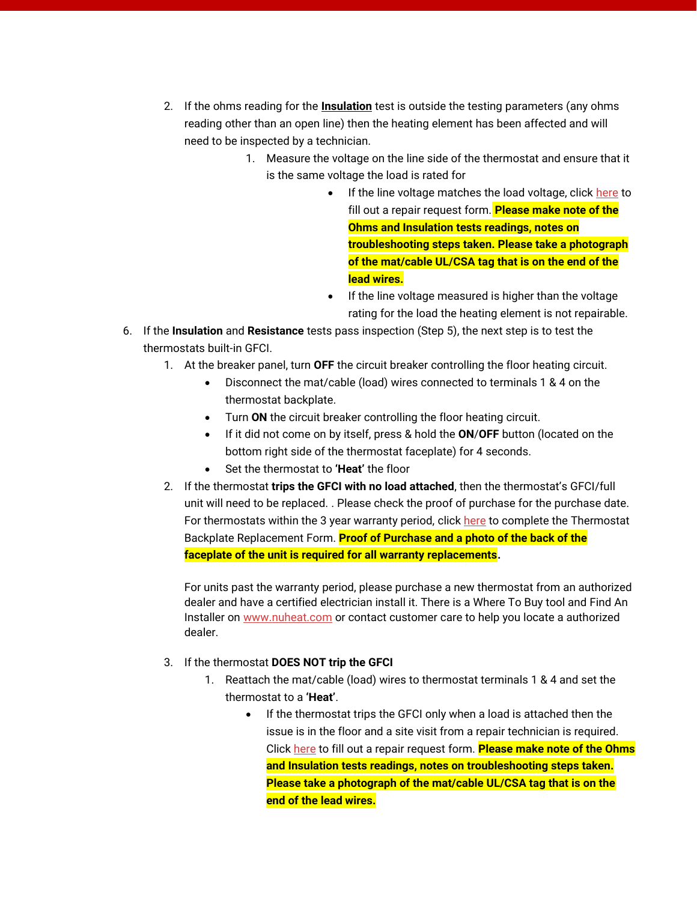2. If the ohms reading for the **Insulation** test is outside the testing parameters (any ohms reading other than an open line) then the heating element has been affected and will need to be inspected by a technician.
    1. Measure the voltage on the line side of the thermostat and ensure that it is the same voltage the load is rated for
        - If the line voltage matches the load voltage, click here to fill out a repair request form. **Please make note of the Ohms and Insulation tests readings, notes on troubleshooting steps taken. Please take a photograph of the mat/cable UL/CSA tag that is on the end of the lead wires.**
        - If the line voltage measured is higher than the voltage rating for the load the heating element is not repairable.

6. If the **Insulation** and **Resistance** tests pass inspection (Step 5), the next step is to test the thermostats built-in GFCI.
    1. At the breaker panel, turn **OFF** the circuit breaker controlling the floor heating circuit.
        - Disconnect the mat/cable (load) wires connected to terminals 1 & 4 on the thermostat backplate.
        - Turn **ON** the circuit breaker controlling the floor heating circuit.
        - If it did not come on by itself, press & hold the **ON**/**OFF** button (located on the bottom right side of the thermostat faceplate) for 4 seconds.
        - Set the thermostat to **'Heat'** the floor
    2. If the thermostat **trips the GFCI with no load attached**, then the thermostat's GFCI/full unit will need to be replaced. . Please check the proof of purchase for the purchase date. For thermostats within the 3 year warranty period, click here to complete the Thermostat Backplate Replacement Form. **Proof of Purchase and a photo of the back of the faceplate of the unit is required for all warranty replacements**.

        For units past the warranty period, please purchase a new thermostat from an authorized dealer and have a certified electrician install it. There is a Where To Buy tool and Find An Installer on www.nuheat.com or contact customer care to help you locate a authorized dealer.

    3. If the thermostat **DOES NOT trip the GFCI**
        1. Reattach the mat/cable (load) wires to thermostat terminals 1 & 4 and set the thermostat to a **'Heat'**.
            - If the thermostat trips the GFCI only when a load is attached then the issue is in the floor and a site visit from a repair technician is required. Click here to fill out a repair request form. **Please make note of the Ohms and Insulation tests readings, notes on troubleshooting steps taken. Please take a photograph of the mat/cable UL/CSA tag that is on the end of the lead wires.**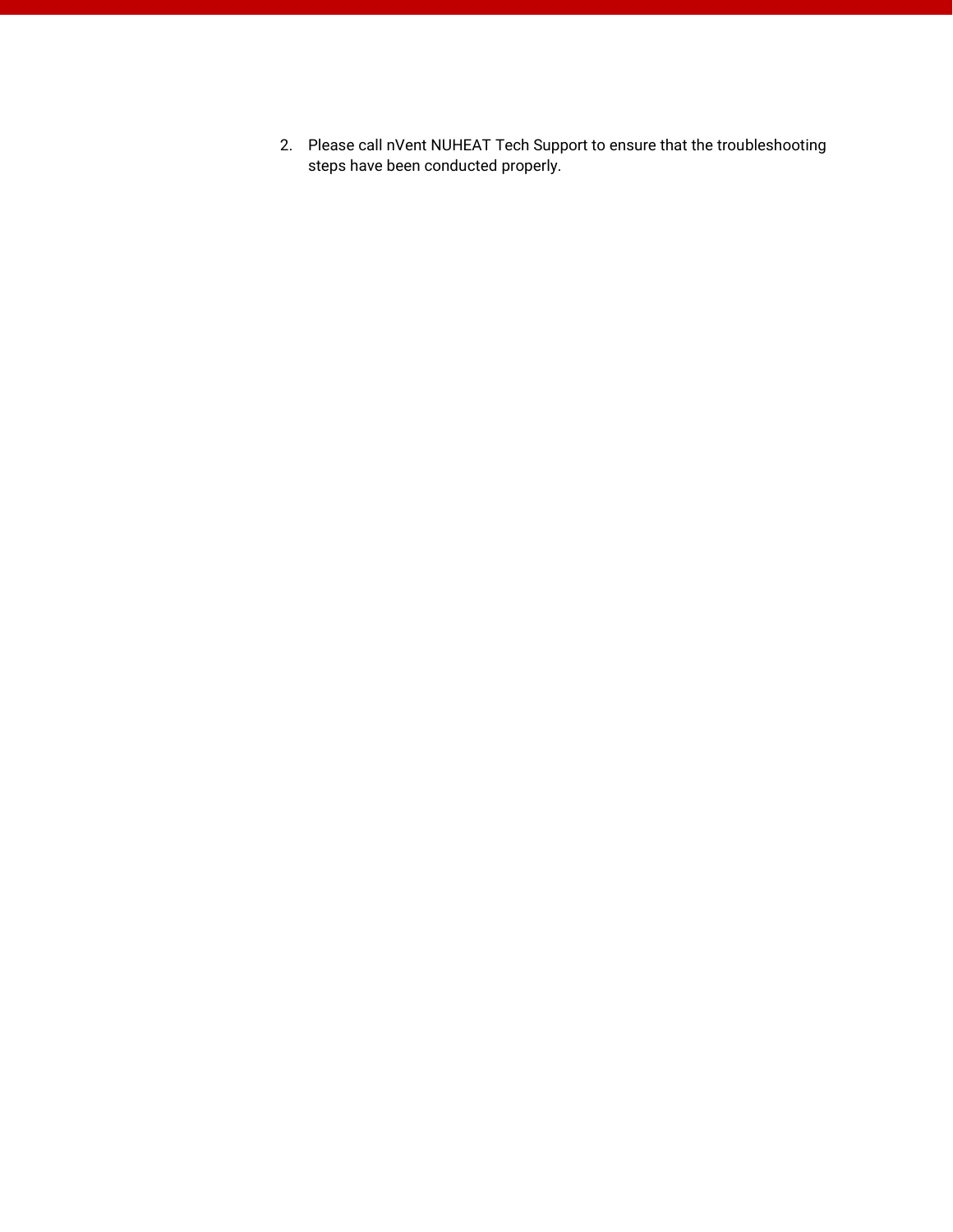2. Please call nVent NUHEAT Tech Support to ensure that the troubleshooting steps have been conducted properly.